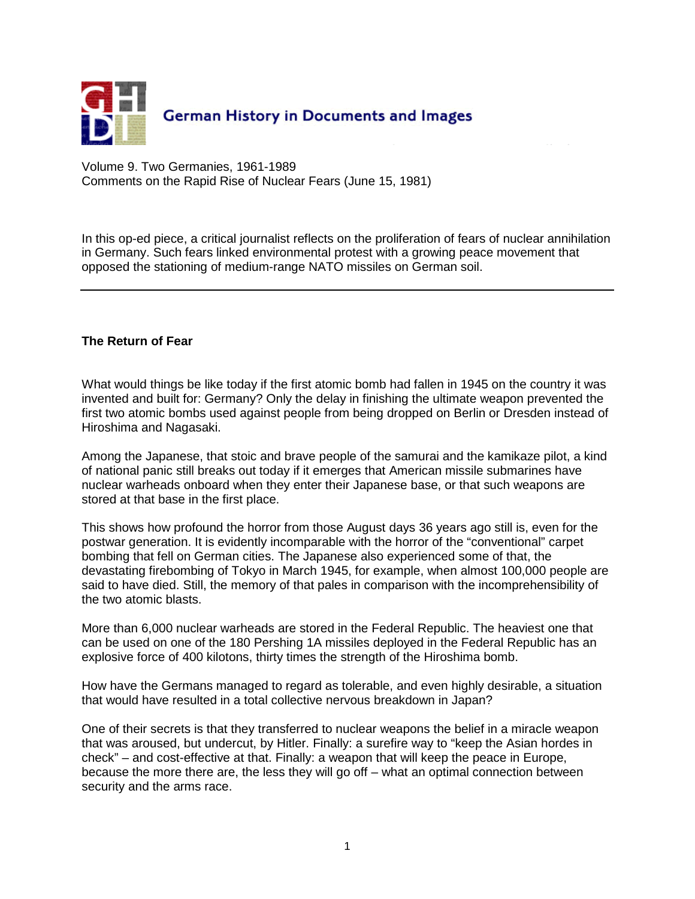German History in Documents and Images

Volume 9. Two Germanies, 1961-1989
Comments on the Rapid Rise of Nuclear Fears (June 15, 1981)

In this op-ed piece, a critical journalist reflects on the proliferation of fears of nuclear annihilation in Germany. Such fears linked environmental protest with a growing peace movement that opposed the stationing of medium-range NATO missiles on German soil.

---

**The Return of Fear**

What would things be like today if the first atomic bomb had fallen in 1945 on the country it was invented and built for: Germany? Only the delay in finishing the ultimate weapon prevented the first two atomic bombs used against people from being dropped on Berlin or Dresden instead of Hiroshima and Nagasaki.

Among the Japanese, that stoic and brave people of the samurai and the kamikaze pilot, a kind of national panic still breaks out today if it emerges that American missile submarines have nuclear warheads onboard when they enter their Japanese base, or that such weapons are stored at that base in the first place.

This shows how profound the horror from those August days 36 years ago still is, even for the postwar generation. It is evidently incomparable with the horror of the "conventional" carpet bombing that fell on German cities. The Japanese also experienced some of that, the devastating firebombing of Tokyo in March 1945, for example, when almost 100,000 people are said to have died. Still, the memory of that pales in comparison with the incomprehensibility of the two atomic blasts.

More than 6,000 nuclear warheads are stored in the Federal Republic. The heaviest one that can be used on one of the 180 Pershing 1A missiles deployed in the Federal Republic has an explosive force of 400 kilotons, thirty times the strength of the Hiroshima bomb.

How have the Germans managed to regard as tolerable, and even highly desirable, a situation that would have resulted in a total collective nervous breakdown in Japan?

One of their secrets is that they transferred to nuclear weapons the belief in a miracle weapon that was aroused, but undercut, by Hitler. Finally: a surefire way to "keep the Asian hordes in check" – and cost-effective at that. Finally: a weapon that will keep the peace in Europe, because the more there are, the less they will go off – what an optimal connection between security and the arms race.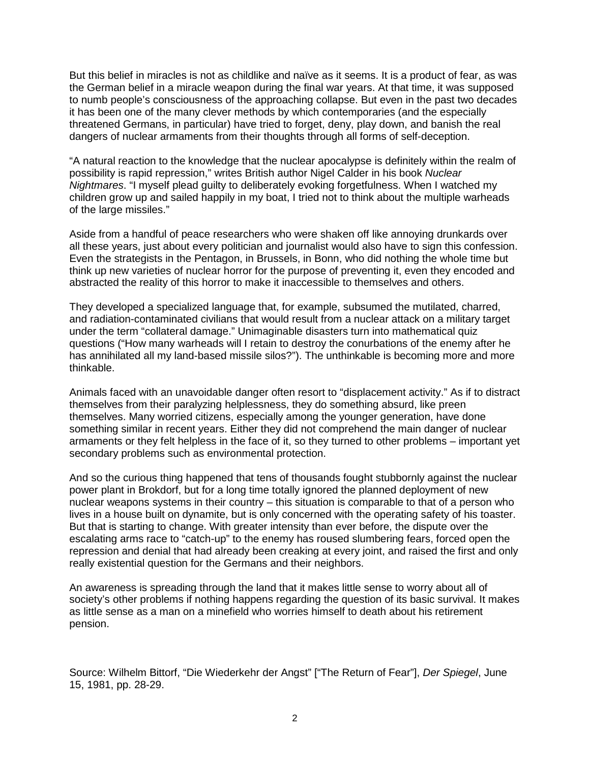But this belief in miracles is not as childlike and naïve as it seems. It is a product of fear, as was the German belief in a miracle weapon during the final war years. At that time, it was supposed to numb people's consciousness of the approaching collapse. But even in the past two decades it has been one of the many clever methods by which contemporaries (and the especially threatened Germans, in particular) have tried to forget, deny, play down, and banish the real dangers of nuclear armaments from their thoughts through all forms of self-deception.

"A natural reaction to the knowledge that the nuclear apocalypse is definitely within the realm of possibility is rapid repression," writes British author Nigel Calder in his book *Nuclear Nightmares*. "I myself plead guilty to deliberately evoking forgetfulness. When I watched my children grow up and sailed happily in my boat, I tried not to think about the multiple warheads of the large missiles."

Aside from a handful of peace researchers who were shaken off like annoying drunkards over all these years, just about every politician and journalist would also have to sign this confession. Even the strategists in the Pentagon, in Brussels, in Bonn, who did nothing the whole time but think up new varieties of nuclear horror for the purpose of preventing it, even they encoded and abstracted the reality of this horror to make it inaccessible to themselves and others.

They developed a specialized language that, for example, subsumed the mutilated, charred, and radiation-contaminated civilians that would result from a nuclear attack on a military target under the term "collateral damage." Unimaginable disasters turn into mathematical quiz questions ("How many warheads will I retain to destroy the conurbations of the enemy after he has annihilated all my land-based missile silos?"). The unthinkable is becoming more and more thinkable.

Animals faced with an unavoidable danger often resort to "displacement activity." As if to distract themselves from their paralyzing helplessness, they do something absurd, like preen themselves. Many worried citizens, especially among the younger generation, have done something similar in recent years. Either they did not comprehend the main danger of nuclear armaments or they felt helpless in the face of it, so they turned to other problems – important yet secondary problems such as environmental protection.

And so the curious thing happened that tens of thousands fought stubbornly against the nuclear power plant in Brokdorf, but for a long time totally ignored the planned deployment of new nuclear weapons systems in their country – this situation is comparable to that of a person who lives in a house built on dynamite, but is only concerned with the operating safety of his toaster. But that is starting to change. With greater intensity than ever before, the dispute over the escalating arms race to "catch-up" to the enemy has roused slumbering fears, forced open the repression and denial that had already been creaking at every joint, and raised the first and only really existential question for the Germans and their neighbors.

An awareness is spreading through the land that it makes little sense to worry about all of society's other problems if nothing happens regarding the question of its basic survival. It makes as little sense as a man on a minefield who worries himself to death about his retirement pension.

Source: Wilhelm Bittorf, "Die Wiederkehr der Angst" ["The Return of Fear"], *Der Spiegel*, June 15, 1981, pp. 28-29.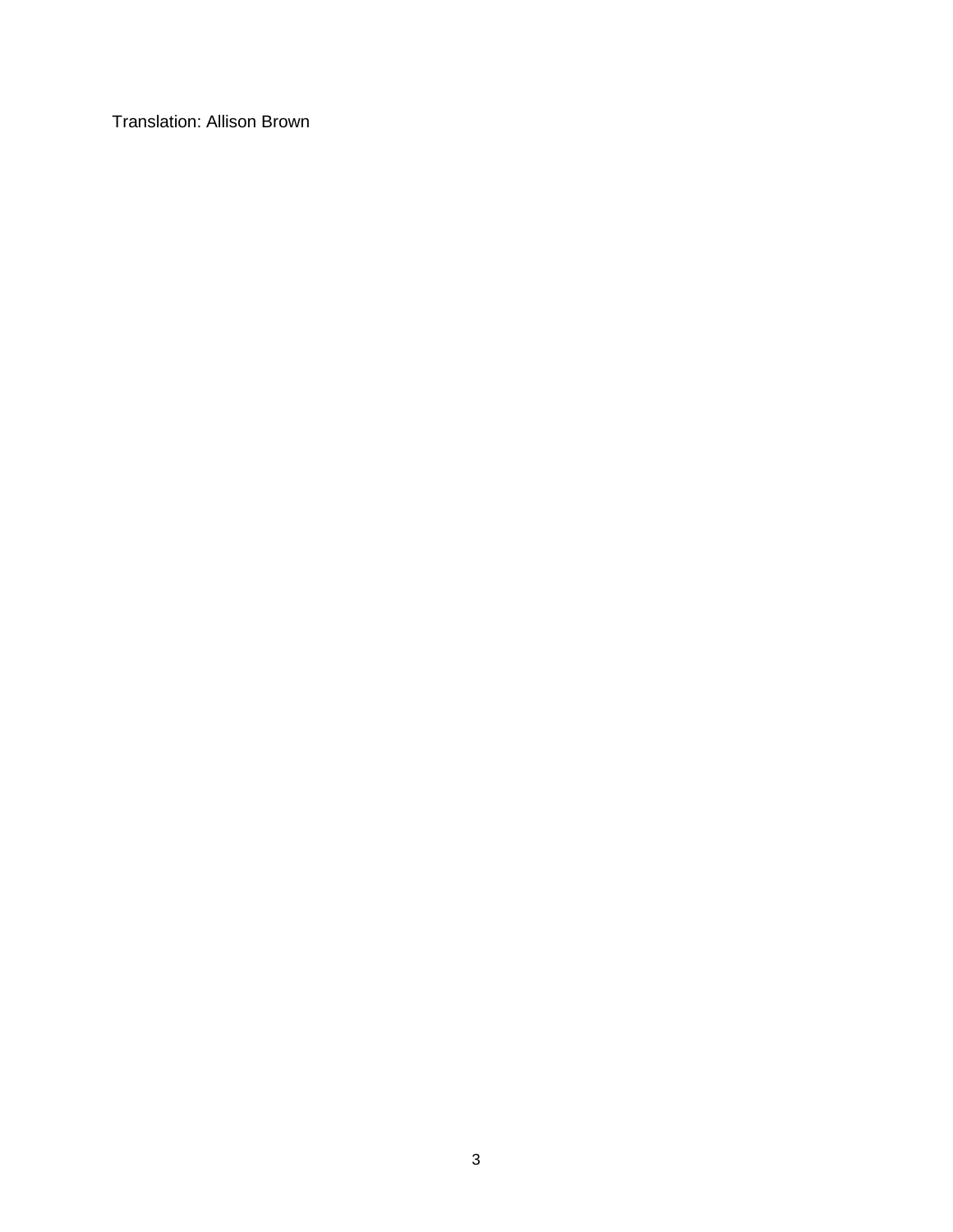Translation: Allison Brown